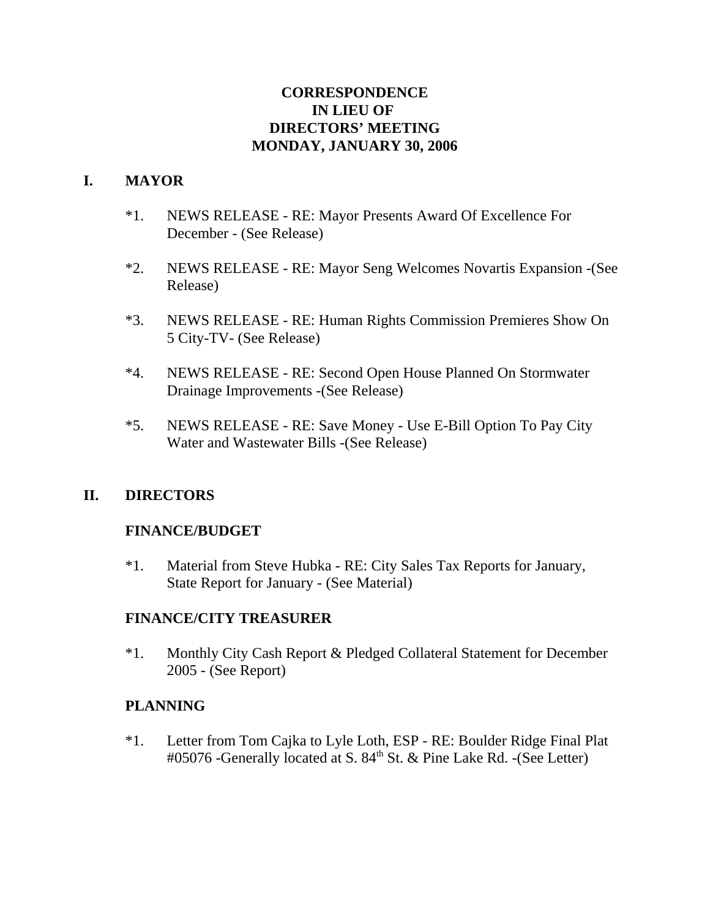# CORRESPONDENCE
# IN LIEU OF
# DIRECTORS' MEETING
# MONDAY, JANUARY 30, 2006

## I. MAYOR

*1. NEWS RELEASE - RE: Mayor Presents Award Of Excellence For December - (See Release)

*2. NEWS RELEASE - RE: Mayor Seng Welcomes Novartis Expansion -(See Release)

*3. NEWS RELEASE - RE: Human Rights Commission Premieres Show On 5 City-TV- (See Release)

*4. NEWS RELEASE - RE: Second Open House Planned On Stormwater Drainage Improvements -(See Release)

*5. NEWS RELEASE - RE: Save Money - Use E-Bill Option To Pay City Water and Wastewater Bills -(See Release)

## II. DIRECTORS

### FINANCE/BUDGET

*1. Material from Steve Hubka - RE: City Sales Tax Reports for January, State Report for January - (See Material)

### FINANCE/CITY TREASURER

*1. Monthly City Cash Report & Pledged Collateral Statement for December 2005 - (See Report)

### PLANNING

*1. Letter from Tom Cajka to Lyle Loth, ESP - RE: Boulder Ridge Final Plat #05076 -Generally located at S. 84th St. & Pine Lake Rd. -(See Letter)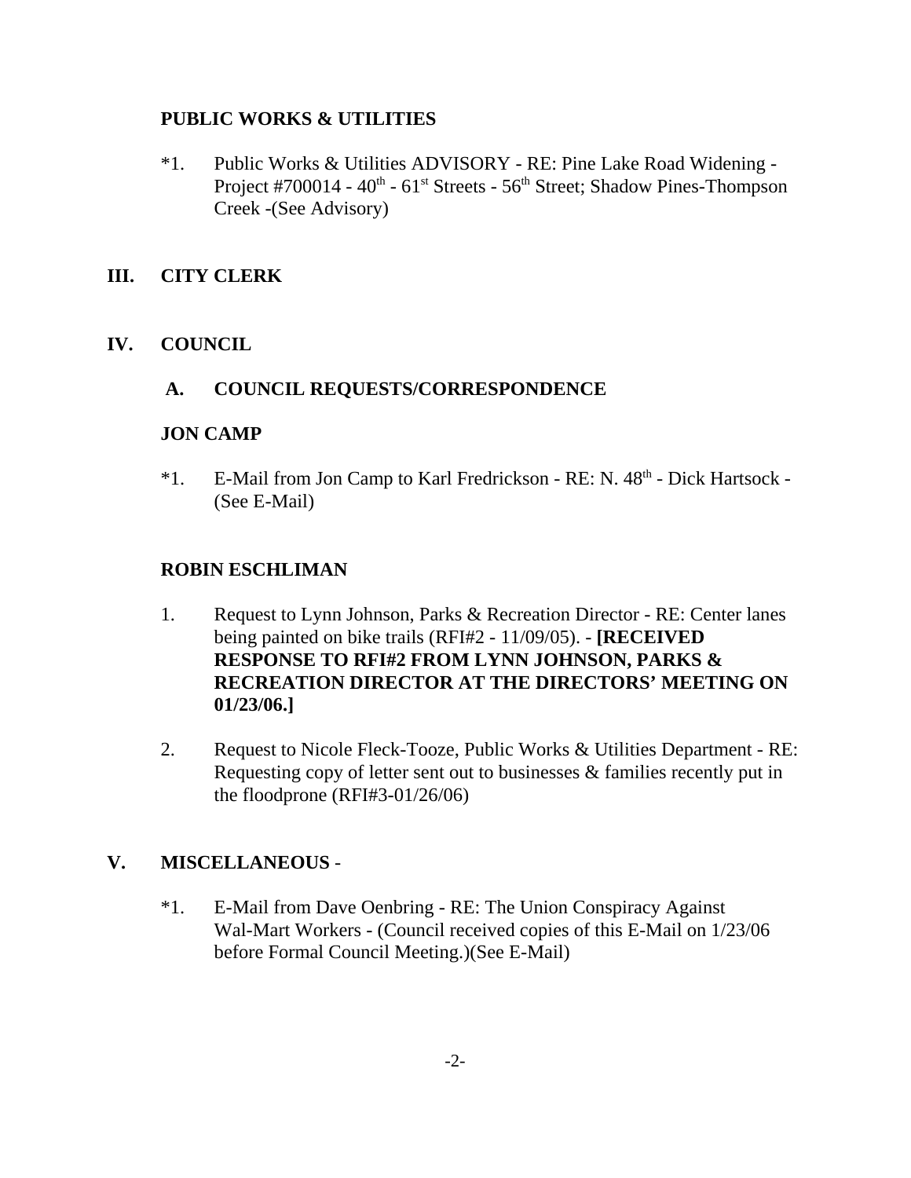**PUBLIC WORKS & UTILITIES**

*1. Public Works & Utilities ADVISORY - RE: Pine Lake Road Widening - Project #700014 - 40th - 61st Streets - 56th Street; Shadow Pines-Thompson Creek -(See Advisory)

## III. CITY CLERK

## IV. COUNCIL

### A. COUNCIL REQUESTS/CORRESPONDENCE

**JON CAMP**

*1. E-Mail from Jon Camp to Karl Fredrickson - RE: N. 48th - Dick Hartsock - (See E-Mail)

**ROBIN ESCHLIMAN**

1. Request to Lynn Johnson, Parks & Recreation Director - RE: Center lanes being painted on bike trails (RFI#2 - 11/09/05). - **[RECEIVED RESPONSE TO RFI#2 FROM LYNN JOHNSON, PARKS & RECREATION DIRECTOR AT THE DIRECTORS' MEETING ON 01/23/06.]**

2. Request to Nicole Fleck-Tooze, Public Works & Utilities Department - RE: Requesting copy of letter sent out to businesses & families recently put in the floodprone (RFI#3-01/26/06)

## V. MISCELLANEOUS -

*1. E-Mail from Dave Oenbring - RE: The Union Conspiracy Against Wal-Mart Workers - (Council received copies of this E-Mail on 1/23/06 before Formal Council Meeting.)(See E-Mail)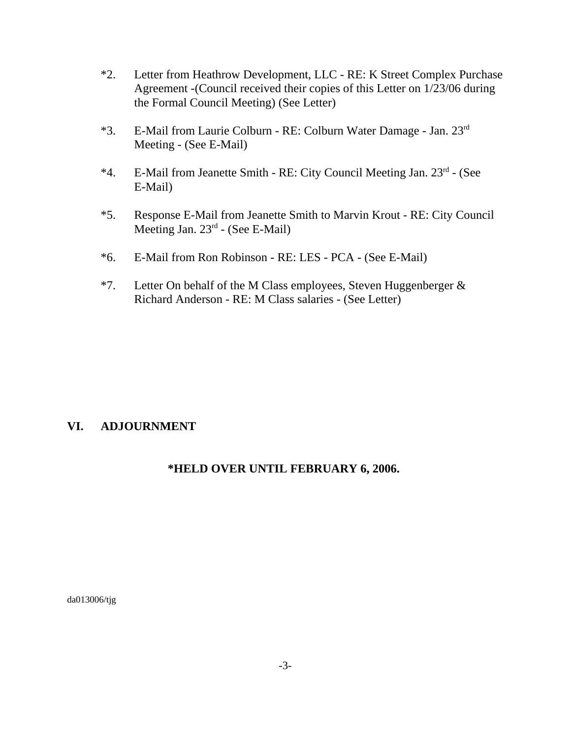*2. Letter from Heathrow Development, LLC - RE: K Street Complex Purchase Agreement -(Council received their copies of this Letter on 1/23/06 during the Formal Council Meeting) (See Letter)

*3. E-Mail from Laurie Colburn - RE: Colburn Water Damage - Jan. 23rd Meeting - (See E-Mail)

*4. E-Mail from Jeanette Smith - RE: City Council Meeting Jan. 23rd - (See E-Mail)

*5. Response E-Mail from Jeanette Smith to Marvin Krout - RE: City Council Meeting Jan. 23rd - (See E-Mail)

*6. E-Mail from Ron Robinson - RE: LES - PCA - (See E-Mail)

*7. Letter On behalf of the M Class employees, Steven Huggenberger & Richard Anderson - RE: M Class salaries - (See Letter)

## VI. ADJOURNMENT

**\*HELD OVER UNTIL FEBRUARY 6, 2006.**

da013006/tjg